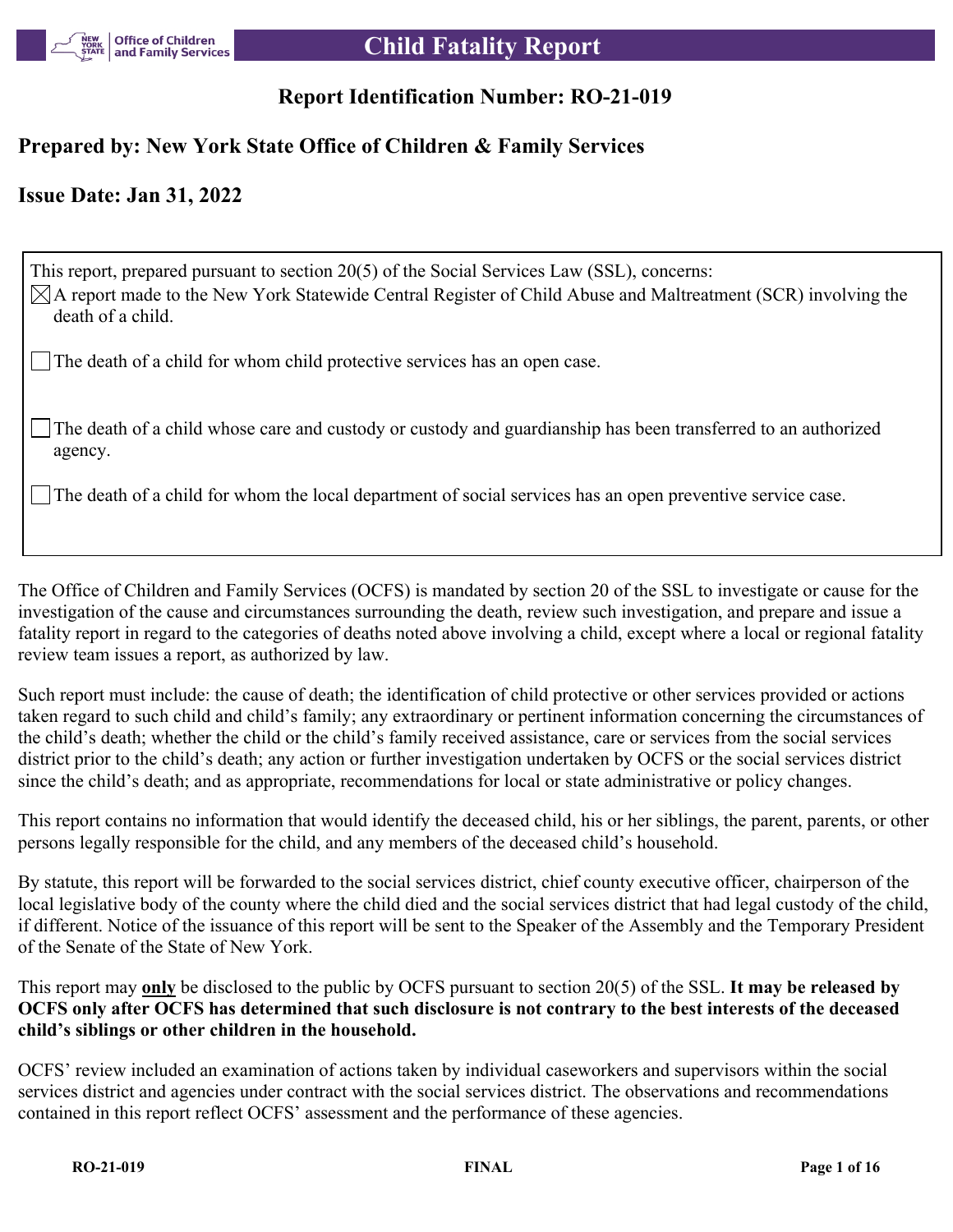# Child Fatality Report

## Report Identification Number: RO-21-019

## Prepared by: New York State Office of Children & Family Services

## Issue Date: Jan 31, 2022

This report, prepared pursuant to section 20(5) of the Social Services Law (SSL), concerns:

☒ A report made to the New York Statewide Central Register of Child Abuse and Maltreatment (SCR) involving the death of a child.

☐ The death of a child for whom child protective services has an open case.

☐ The death of a child whose care and custody or custody and guardianship has been transferred to an authorized agency.

☐ The death of a child for whom the local department of social services has an open preventive service case.

The Office of Children and Family Services (OCFS) is mandated by section 20 of the SSL to investigate or cause for the investigation of the cause and circumstances surrounding the death, review such investigation, and prepare and issue a fatality report in regard to the categories of deaths noted above involving a child, except where a local or regional fatality review team issues a report, as authorized by law.

Such report must include: the cause of death; the identification of child protective or other services provided or actions taken regard to such child and child's family; any extraordinary or pertinent information concerning the circumstances of the child's death; whether the child or the child's family received assistance, care or services from the social services district prior to the child's death; any action or further investigation undertaken by OCFS or the social services district since the child's death; and as appropriate, recommendations for local or state administrative or policy changes.

This report contains no information that would identify the deceased child, his or her siblings, the parent, parents, or other persons legally responsible for the child, and any members of the deceased child's household.

By statute, this report will be forwarded to the social services district, chief county executive officer, chairperson of the local legislative body of the county where the child died and the social services district that had legal custody of the child, if different. Notice of the issuance of this report will be sent to the Speaker of the Assembly and the Temporary President of the Senate of the State of New York.

This report may <u>**only**</u> be disclosed to the public by OCFS pursuant to section 20(5) of the SSL. **It may be released by OCFS only after OCFS has determined that such disclosure is not contrary to the best interests of the deceased child's siblings or other children in the household.**

OCFS' review included an examination of actions taken by individual caseworkers and supervisors within the social services district and agencies under contract with the social services district. The observations and recommendations contained in this report reflect OCFS' assessment and the performance of these agencies.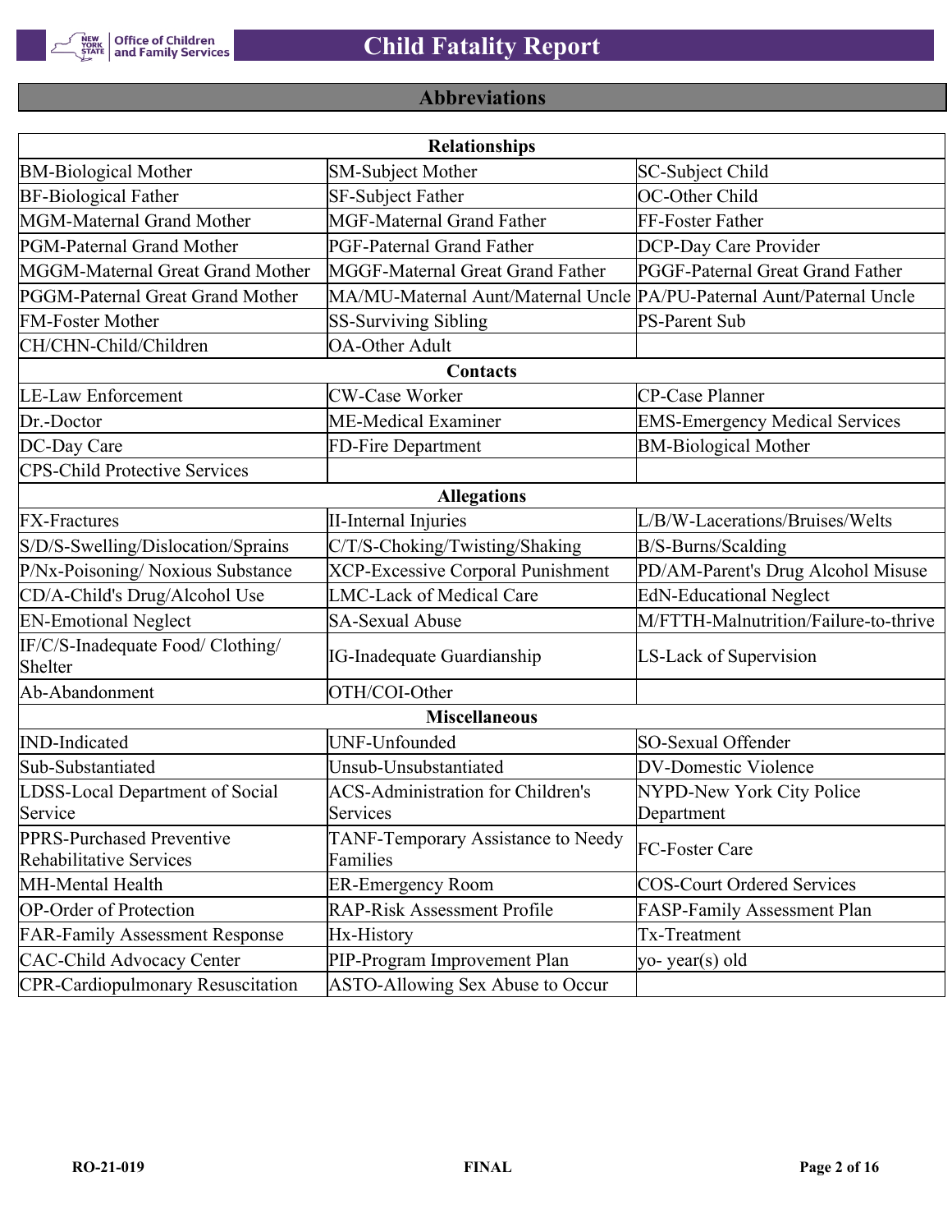## Abbreviations

| Relationships | | |
|---|---|---|
| BM-Biological Mother | SM-Subject Mother | SC-Subject Child |
| BF-Biological Father | SF-Subject Father | OC-Other Child |
| MGM-Maternal Grand Mother | MGF-Maternal Grand Father | FF-Foster Father |
| PGM-Paternal Grand Mother | PGF-Paternal Grand Father | DCP-Day Care Provider |
| MGGM-Maternal Great Grand Mother | MGGF-Maternal Great Grand Father | PGGF-Paternal Great Grand Father |
| PGGM-Paternal Great Grand Mother | MA/MU-Maternal Aunt/Maternal Uncle | PA/PU-Paternal Aunt/Paternal Uncle |
| FM-Foster Mother | SS-Surviving Sibling | PS-Parent Sub |
| CH/CHN-Child/Children | OA-Other Adult | |
| **Contacts** | | |
| LE-Law Enforcement | CW-Case Worker | CP-Case Planner |
| Dr.-Doctor | ME-Medical Examiner | EMS-Emergency Medical Services |
| DC-Day Care | FD-Fire Department | BM-Biological Mother |
| CPS-Child Protective Services | | |
| **Allegations** | | |
| FX-Fractures | II-Internal Injuries | L/B/W-Lacerations/Bruises/Welts |
| S/D/S-Swelling/Dislocation/Sprains | C/T/S-Choking/Twisting/Shaking | B/S-Burns/Scalding |
| P/Nx-Poisoning/ Noxious Substance | XCP-Excessive Corporal Punishment | PD/AM-Parent's Drug Alcohol Misuse |
| CD/A-Child's Drug/Alcohol Use | LMC-Lack of Medical Care | EdN-Educational Neglect |
| EN-Emotional Neglect | SA-Sexual Abuse | M/FTTH-Malnutrition/Failure-to-thrive |
| IF/C/S-Inadequate Food/ Clothing/ Shelter | IG-Inadequate Guardianship | LS-Lack of Supervision |
| Ab-Abandonment | OTH/COI-Other | |
| **Miscellaneous** | | |
| IND-Indicated | UNF-Unfounded | SO-Sexual Offender |
| Sub-Substantiated | Unsub-Unsubstantiated | DV-Domestic Violence |
| LDSS-Local Department of Social Service | ACS-Administration for Children's Services | NYPD-New York City Police Department |
| PPRS-Purchased Preventive Rehabilitative Services | TANF-Temporary Assistance to Needy Families | FC-Foster Care |
| MH-Mental Health | ER-Emergency Room | COS-Court Ordered Services |
| OP-Order of Protection | RAP-Risk Assessment Profile | FASP-Family Assessment Plan |
| FAR-Family Assessment Response | Hx-History | Tx-Treatment |
| CAC-Child Advocacy Center | PIP-Program Improvement Plan | yo- year(s) old |
| CPR-Cardiopulmonary Resuscitation | ASTO-Allowing Sex Abuse to Occur | |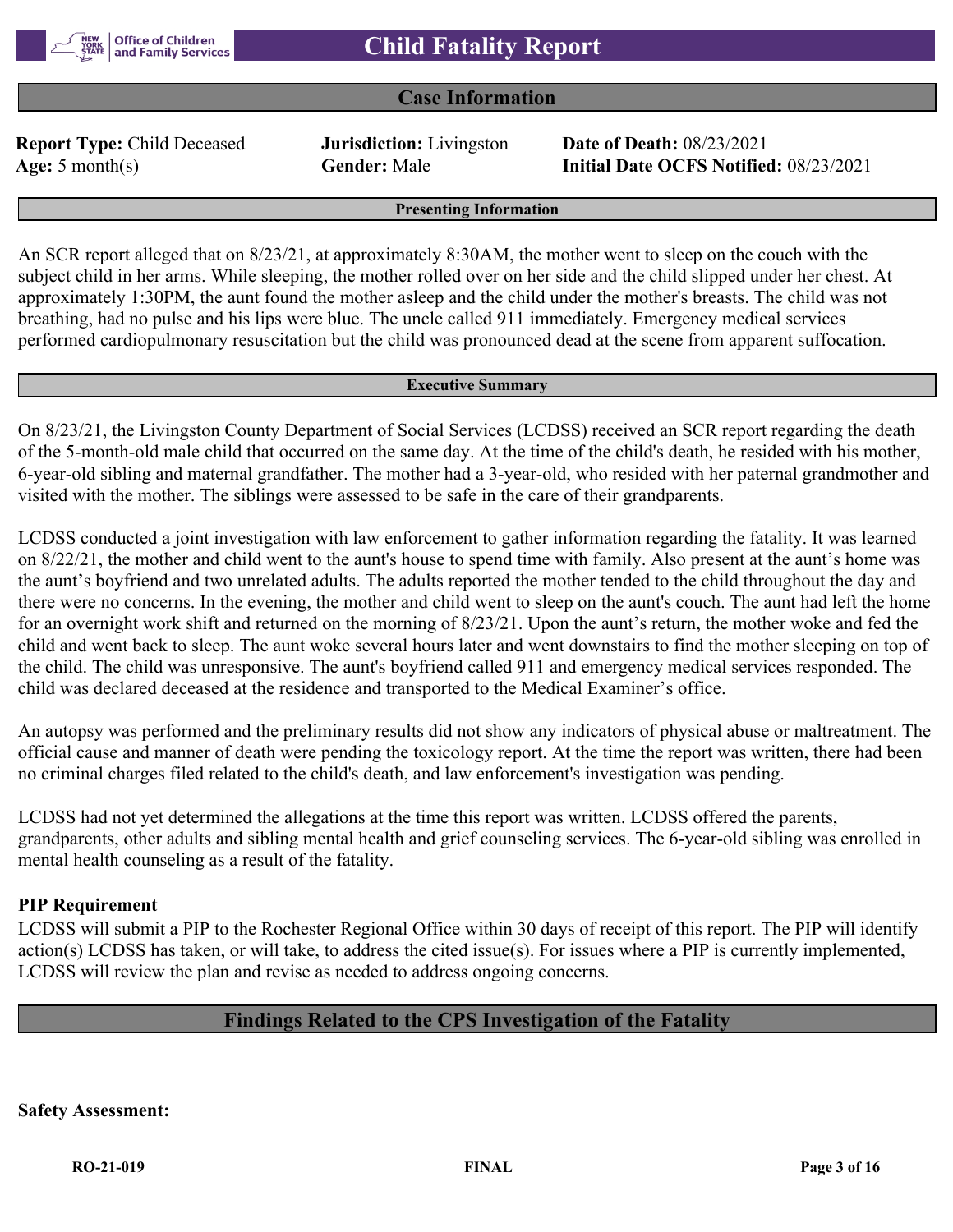# Child Fatality Report

## Case Information

**Report Type:** Child Deceased **Jurisdiction:** Livingston **Date of Death:** 08/23/2021
**Age:** 5 month(s) **Gender:** Male **Initial Date OCFS Notified:** 08/23/2021

### Presenting Information

An SCR report alleged that on 8/23/21, at approximately 8:30AM, the mother went to sleep on the couch with the subject child in her arms. While sleeping, the mother rolled over on her side and the child slipped under her chest. At approximately 1:30PM, the aunt found the mother asleep and the child under the mother's breasts. The child was not breathing, had no pulse and his lips were blue. The uncle called 911 immediately. Emergency medical services performed cardiopulmonary resuscitation but the child was pronounced dead at the scene from apparent suffocation.

### Executive Summary

On 8/23/21, the Livingston County Department of Social Services (LCDSS) received an SCR report regarding the death of the 5-month-old male child that occurred on the same day. At the time of the child's death, he resided with his mother, 6-year-old sibling and maternal grandfather. The mother had a 3-year-old, who resided with her paternal grandmother and visited with the mother. The siblings were assessed to be safe in the care of their grandparents.

LCDSS conducted a joint investigation with law enforcement to gather information regarding the fatality. It was learned on 8/22/21, the mother and child went to the aunt's house to spend time with family. Also present at the aunt's home was the aunt's boyfriend and two unrelated adults. The adults reported the mother tended to the child throughout the day and there were no concerns. In the evening, the mother and child went to sleep on the aunt's couch. The aunt had left the home for an overnight work shift and returned on the morning of 8/23/21. Upon the aunt's return, the mother woke and fed the child and went back to sleep. The aunt woke several hours later and went downstairs to find the mother sleeping on top of the child. The child was unresponsive. The aunt's boyfriend called 911 and emergency medical services responded. The child was declared deceased at the residence and transported to the Medical Examiner's office.

An autopsy was performed and the preliminary results did not show any indicators of physical abuse or maltreatment. The official cause and manner of death were pending the toxicology report. At the time the report was written, there had been no criminal charges filed related to the child's death, and law enforcement's investigation was pending.

LCDSS had not yet determined the allegations at the time this report was written. LCDSS offered the parents, grandparents, other adults and sibling mental health and grief counseling services. The 6-year-old sibling was enrolled in mental health counseling as a result of the fatality.

**PIP Requirement**

LCDSS will submit a PIP to the Rochester Regional Office within 30 days of receipt of this report. The PIP will identify action(s) LCDSS has taken, or will take, to address the cited issue(s). For issues where a PIP is currently implemented, LCDSS will review the plan and revise as needed to address ongoing concerns.

## Findings Related to the CPS Investigation of the Fatality

**Safety Assessment:**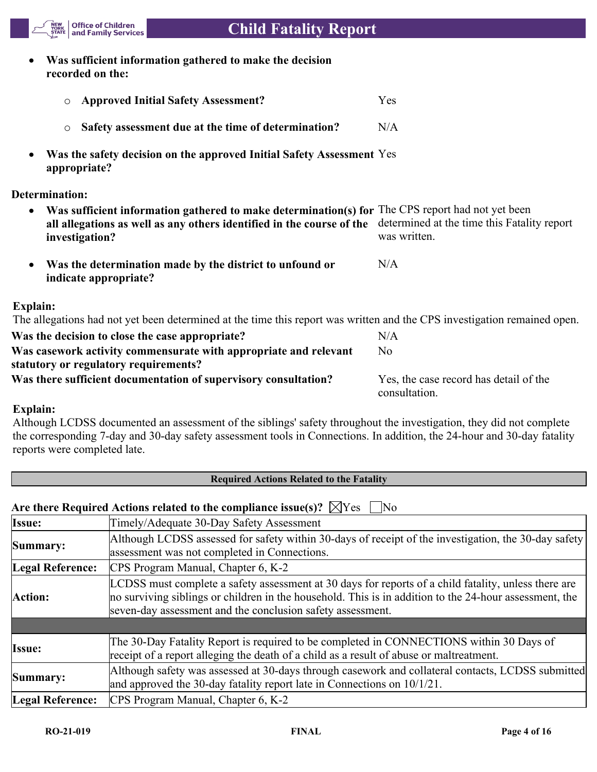- **Was sufficient information gathered to make the decision recorded on the:**
  - **Approved Initial Safety Assessment?** Yes
  - **Safety assessment due at the time of determination?** N/A
- **Was the safety decision on the approved Initial Safety Assessment appropriate?** Yes

**Determination:**

- **Was sufficient information gathered to make determination(s) for all allegations as well as any others identified in the course of the investigation?** The CPS report had not yet been determined at the time this Fatality report was written.
- **Was the determination made by the district to unfound or indicate appropriate?** N/A

**Explain:**
The allegations had not yet been determined at the time this report was written and the CPS investigation remained open.

**Was the decision to close the case appropriate?** N/A

**Was casework activity commensurate with appropriate and relevant statutory or regulatory requirements?** No

**Was there sufficient documentation of supervisory consultation?** Yes, the case record has detail of the consultation.

**Explain:**
Although LCDSS documented an assessment of the siblings' safety throughout the investigation, they did not complete the corresponding 7-day and 30-day safety assessment tools in Connections. In addition, the 24-hour and 30-day fatality reports were completed late.

## Required Actions Related to the Fatality

**Are there Required Actions related to the compliance issue(s)?** ☒Yes ☐No

| | |
|---|---|
| **Issue:** | Timely/Adequate 30-Day Safety Assessment |
| **Summary:** | Although LCDSS assessed for safety within 30-days of receipt of the investigation, the 30-day safety assessment was not completed in Connections. |
| **Legal Reference:** | CPS Program Manual, Chapter 6, K-2 |
| **Action:** | LCDSS must complete a safety assessment at 30 days for reports of a child fatality, unless there are no surviving siblings or children in the household. This is in addition to the 24-hour assessment, the seven-day assessment and the conclusion safety assessment. |
| | |
| **Issue:** | The 30-Day Fatality Report is required to be completed in CONNECTIONS within 30 Days of receipt of a report alleging the death of a child as a result of abuse or maltreatment. |
| **Summary:** | Although safety was assessed at 30-days through casework and collateral contacts, LCDSS submitted and approved the 30-day fatality report late in Connections on 10/1/21. |
| **Legal Reference:** | CPS Program Manual, Chapter 6, K-2 |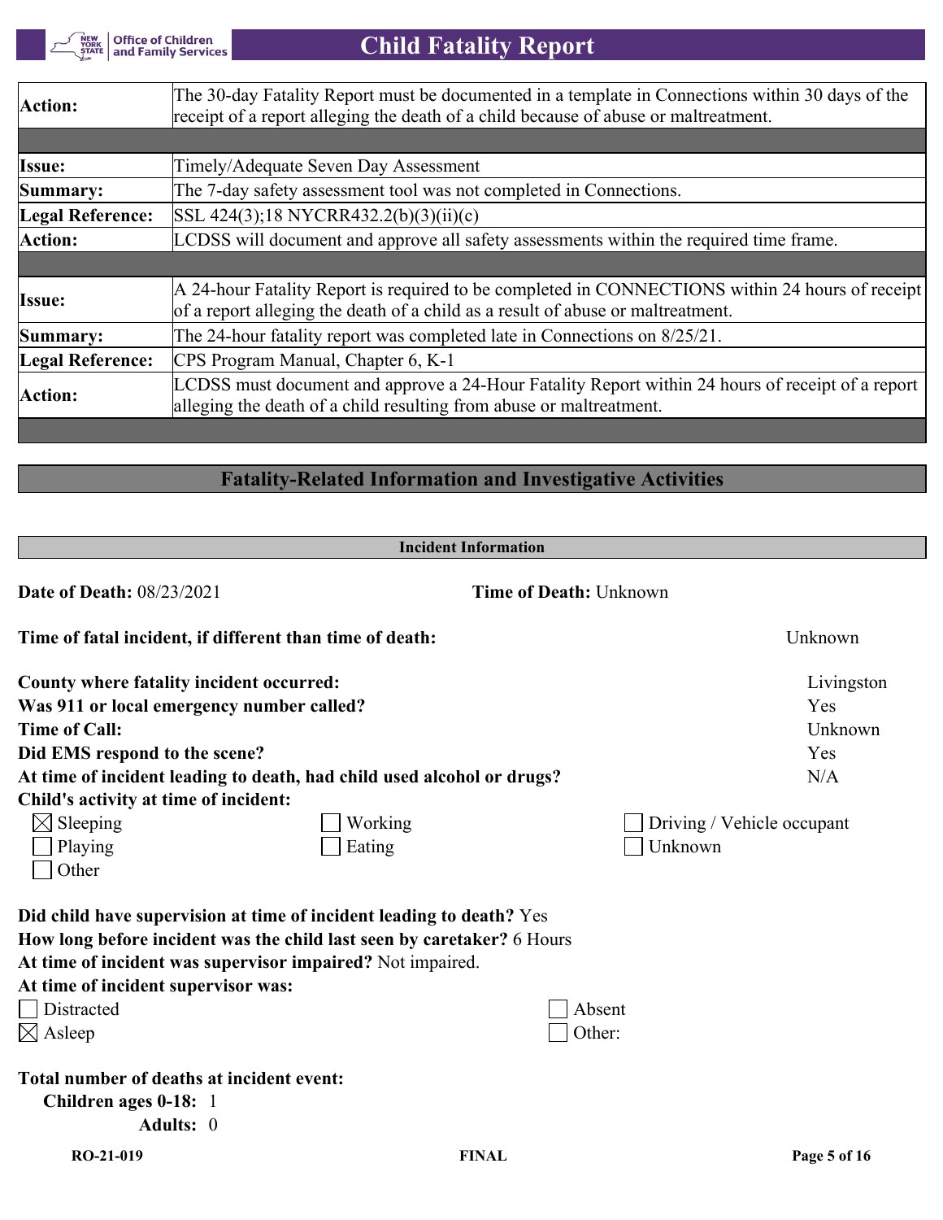| | |
|---|---|
| **Action:** | The 30-day Fatality Report must be documented in a template in Connections within 30 days of the receipt of a report alleging the death of a child because of abuse or maltreatment. |

| | |
|---|---|
| **Issue:** | Timely/Adequate Seven Day Assessment |
| **Summary:** | The 7-day safety assessment tool was not completed in Connections. |
| **Legal Reference:** | SSL 424(3);18 NYCRR432.2(b)(3)(ii)(c) |
| **Action:** | LCDSS will document and approve all safety assessments within the required time frame. |

| | |
|---|---|
| **Issue:** | A 24-hour Fatality Report is required to be completed in CONNECTIONS within 24 hours of receipt of a report alleging the death of a child as a result of abuse or maltreatment. |
| **Summary:** | The 24-hour fatality report was completed late in Connections on 8/25/21. |
| **Legal Reference:** | CPS Program Manual, Chapter 6, K-1 |
| **Action:** | LCDSS must document and approve a 24-Hour Fatality Report within 24 hours of receipt of a report alleging the death of a child resulting from abuse or maltreatment. |

## Fatality-Related Information and Investigative Activities

### Incident Information

**Date of Death:** 08/23/2021 **Time of Death:** Unknown

**Time of fatal incident, if different than time of death:** Unknown

**County where fatality incident occurred:** Livingston
**Was 911 or local emergency number called?** Yes
**Time of Call:** Unknown
**Did EMS respond to the scene?** Yes
**At time of incident leading to death, had child used alcohol or drugs?** N/A
**Child's activity at time of incident:**

- [x] Sleeping
- [ ] Working
- [ ] Driving / Vehicle occupant
- [ ] Playing
- [ ] Eating
- [ ] Unknown
- [ ] Other

**Did child have supervision at time of incident leading to death?** Yes
**How long before incident was the child last seen by caretaker?** 6 Hours
**At time of incident was supervisor impaired?** Not impaired.
**At time of incident supervisor was:**

- [ ] Distracted
- [ ] Absent
- [x] Asleep
- [ ] Other:

**Total number of deaths at incident event:**
**Children ages 0-18:** 1
**Adults:** 0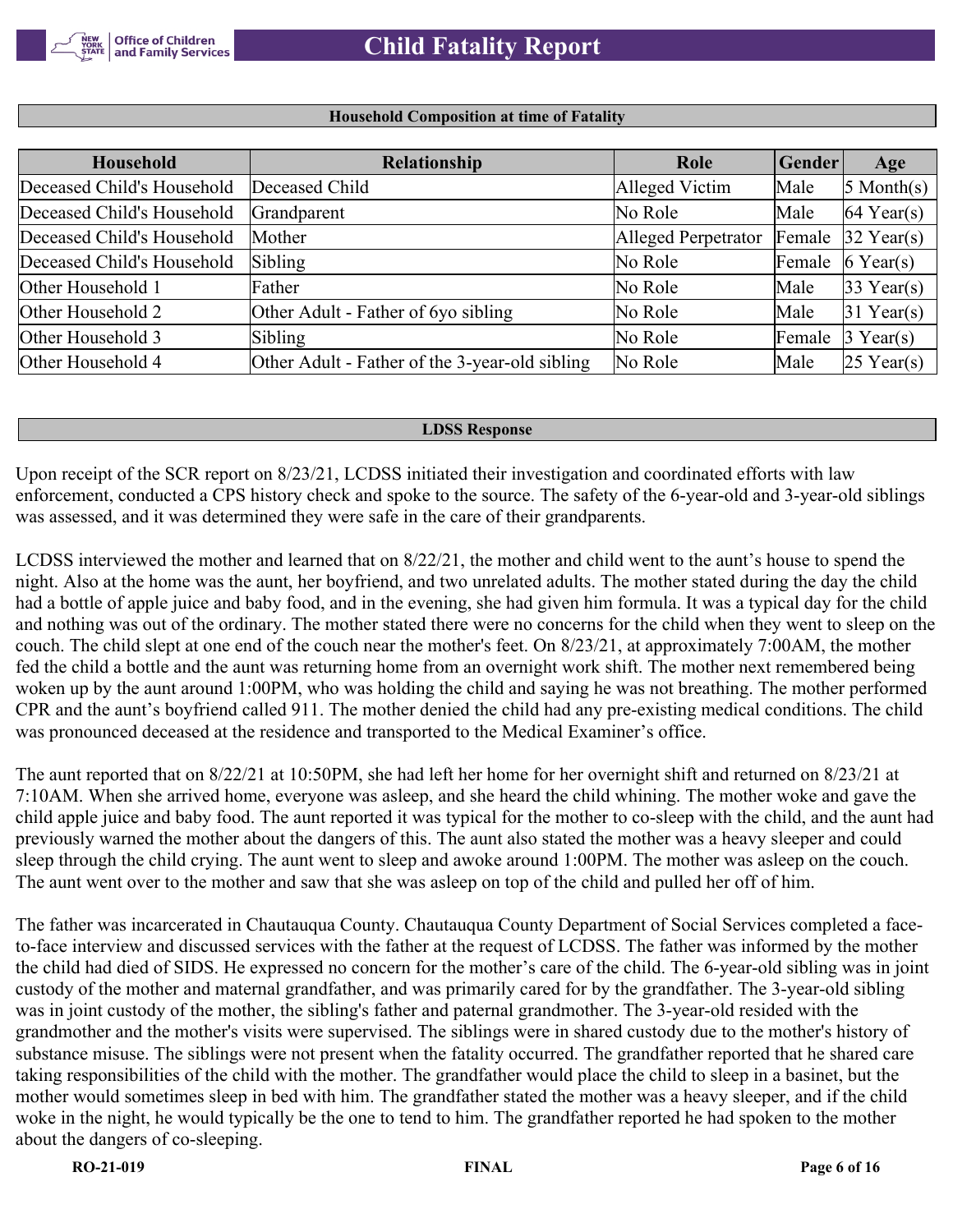## Household Composition at time of Fatality

| Household | Relationship | Role | Gender | Age |
|---|---|---|---|---|
| Deceased Child's Household | Deceased Child | Alleged Victim | Male | 5 Month(s) |
| Deceased Child's Household | Grandparent | No Role | Male | 64 Year(s) |
| Deceased Child's Household | Mother | Alleged Perpetrator | Female | 32 Year(s) |
| Deceased Child's Household | Sibling | No Role | Female | 6 Year(s) |
| Other Household 1 | Father | No Role | Male | 33 Year(s) |
| Other Household 2 | Other Adult - Father of 6yo sibling | No Role | Male | 31 Year(s) |
| Other Household 3 | Sibling | No Role | Female | 3 Year(s) |
| Other Household 4 | Other Adult - Father of the 3-year-old sibling | No Role | Male | 25 Year(s) |

## LDSS Response

Upon receipt of the SCR report on 8/23/21, LCDSS initiated their investigation and coordinated efforts with law enforcement, conducted a CPS history check and spoke to the source. The safety of the 6-year-old and 3-year-old siblings was assessed, and it was determined they were safe in the care of their grandparents.

LCDSS interviewed the mother and learned that on 8/22/21, the mother and child went to the aunt's house to spend the night. Also at the home was the aunt, her boyfriend, and two unrelated adults. The mother stated during the day the child had a bottle of apple juice and baby food, and in the evening, she had given him formula. It was a typical day for the child and nothing was out of the ordinary. The mother stated there were no concerns for the child when they went to sleep on the couch. The child slept at one end of the couch near the mother's feet. On 8/23/21, at approximately 7:00AM, the mother fed the child a bottle and the aunt was returning home from an overnight work shift. The mother next remembered being woken up by the aunt around 1:00PM, who was holding the child and saying he was not breathing. The mother performed CPR and the aunt's boyfriend called 911. The mother denied the child had any pre-existing medical conditions. The child was pronounced deceased at the residence and transported to the Medical Examiner's office.

The aunt reported that on 8/22/21 at 10:50PM, she had left her home for her overnight shift and returned on 8/23/21 at 7:10AM. When she arrived home, everyone was asleep, and she heard the child whining. The mother woke and gave the child apple juice and baby food. The aunt reported it was typical for the mother to co-sleep with the child, and the aunt had previously warned the mother about the dangers of this. The aunt also stated the mother was a heavy sleeper and could sleep through the child crying. The aunt went to sleep and awoke around 1:00PM. The mother was asleep on the couch. The aunt went over to the mother and saw that she was asleep on top of the child and pulled her off of him.

The father was incarcerated in Chautauqua County. Chautauqua County Department of Social Services completed a face-to-face interview and discussed services with the father at the request of LCDSS. The father was informed by the mother the child had died of SIDS. He expressed no concern for the mother's care of the child. The 6-year-old sibling was in joint custody of the mother and maternal grandfather, and was primarily cared for by the grandfather. The 3-year-old sibling was in joint custody of the mother, the sibling's father and paternal grandmother. The 3-year-old resided with the grandmother and the mother's visits were supervised. The siblings were in shared custody due to the mother's history of substance misuse. The siblings were not present when the fatality occurred. The grandfather reported that he shared care taking responsibilities of the child with the mother. The grandfather would place the child to sleep in a basinet, but the mother would sometimes sleep in bed with him. The grandfather stated the mother was a heavy sleeper, and if the child woke in the night, he would typically be the one to tend to him. The grandfather reported he had spoken to the mother about the dangers of co-sleeping.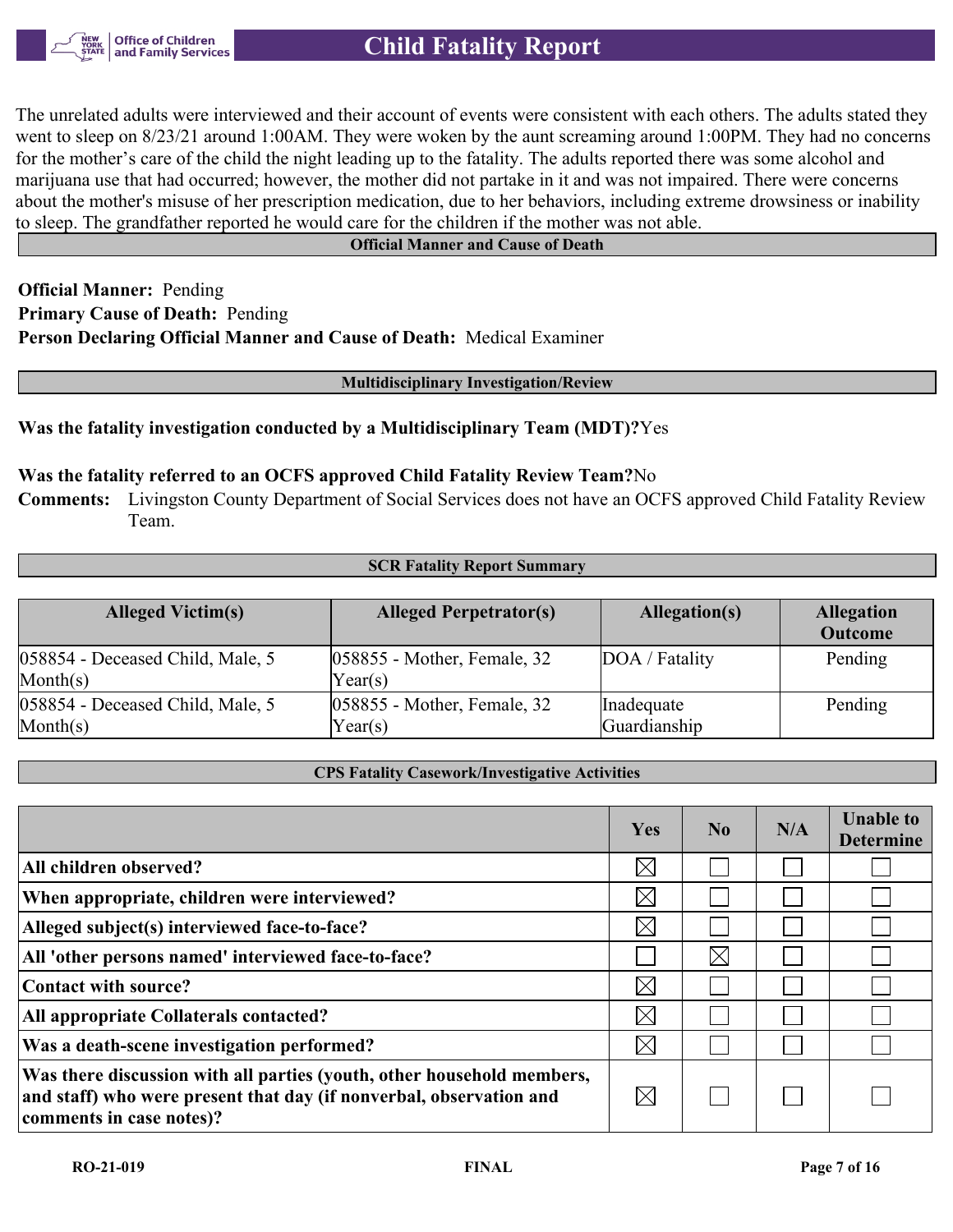The unrelated adults were interviewed and their account of events were consistent with each others. The adults stated they went to sleep on 8/23/21 around 1:00AM. They were woken by the aunt screaming around 1:00PM. They had no concerns for the mother's care of the child the night leading up to the fatality. The adults reported there was some alcohol and marijuana use that had occurred; however, the mother did not partake in it and was not impaired. There were concerns about the mother's misuse of her prescription medication, due to her behaviors, including extreme drowsiness or inability to sleep. The grandfather reported he would care for the children if the mother was not able.

## Official Manner and Cause of Death

**Official Manner:** Pending
**Primary Cause of Death:** Pending
**Person Declaring Official Manner and Cause of Death:** Medical Examiner

## Multidisciplinary Investigation/Review

**Was the fatality investigation conducted by a Multidisciplinary Team (MDT)?** Yes

**Was the fatality referred to an OCFS approved Child Fatality Review Team?** No
**Comments:** Livingston County Department of Social Services does not have an OCFS approved Child Fatality Review Team.

## SCR Fatality Report Summary

| Alleged Victim(s) | Alleged Perpetrator(s) | Allegation(s) | Allegation Outcome |
|---|---|---|---|
| 058854 - Deceased Child, Male, 5 Month(s) | 058855 - Mother, Female, 32 Year(s) | DOA / Fatality | Pending |
| 058854 - Deceased Child, Male, 5 Month(s) | 058855 - Mother, Female, 32 Year(s) | Inadequate Guardianship | Pending |

## CPS Fatality Casework/Investigative Activities

| | Yes | No | N/A | Unable to Determine |
|---|---|---|---|---|
| All children observed? | ☒ | ☐ | ☐ | ☐ |
| When appropriate, children were interviewed? | ☒ | ☐ | ☐ | ☐ |
| Alleged subject(s) interviewed face-to-face? | ☒ | ☐ | ☐ | ☐ |
| All 'other persons named' interviewed face-to-face? | ☐ | ☒ | ☐ | ☐ |
| Contact with source? | ☒ | ☐ | ☐ | ☐ |
| All appropriate Collaterals contacted? | ☒ | ☐ | ☐ | ☐ |
| Was a death-scene investigation performed? | ☒ | ☐ | ☐ | ☐ |
| Was there discussion with all parties (youth, other household members, and staff) who were present that day (if nonverbal, observation and comments in case notes)? | ☒ | ☐ | ☐ | ☐ |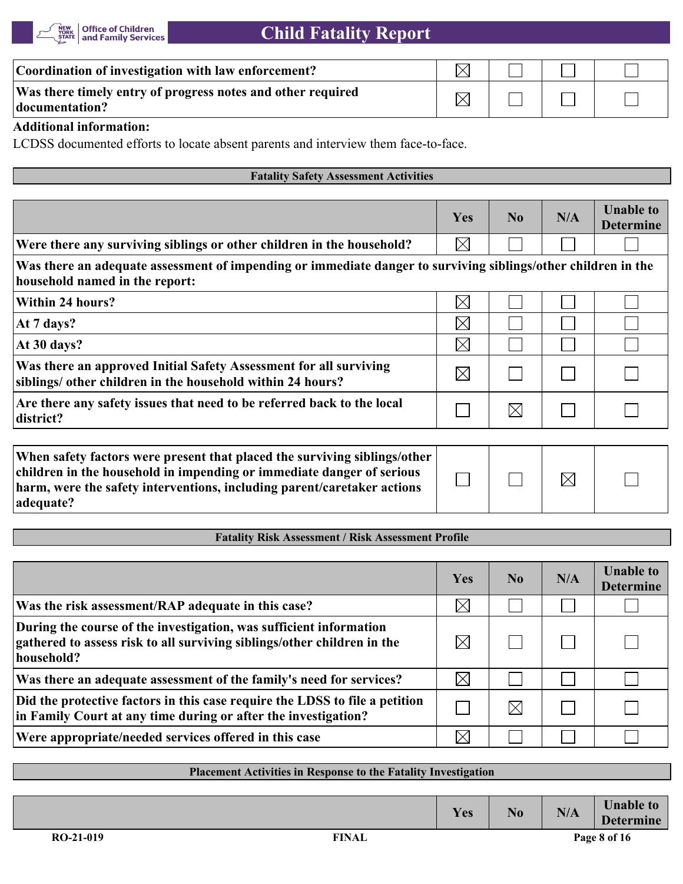| | Yes | No | N/A | Unable to Determine |
|---|---|---|---|---|
| **Coordination of investigation with law enforcement?** | ☒ | ☐ | ☐ | ☐ |
| **Was there timely entry of progress notes and other required documentation?** | ☒ | ☐ | ☐ | ☐ |

**Additional information:**

LCDSS documented efforts to locate absent parents and interview them face-to-face.

## Fatality Safety Assessment Activities

| | Yes | No | N/A | Unable to Determine |
|---|---|---|---|---|
| **Were there any surviving siblings or other children in the household?** | ☒ | ☐ | ☐ | ☐ |
| **Was there an adequate assessment of impending or immediate danger to surviving siblings/other children in the household named in the report:** | | | | |
| **Within 24 hours?** | ☒ | ☐ | ☐ | ☐ |
| **At 7 days?** | ☒ | ☐ | ☐ | ☐ |
| **At 30 days?** | ☒ | ☐ | ☐ | ☐ |
| **Was there an approved Initial Safety Assessment for all surviving siblings/ other children in the household within 24 hours?** | ☒ | ☐ | ☐ | ☐ |
| **Are there any safety issues that need to be referred back to the local district?** | ☐ | ☒ | ☐ | ☐ |

| | Yes | No | N/A | Unable to Determine |
|---|---|---|---|---|
| **When safety factors were present that placed the surviving siblings/other children in the household in impending or immediate danger of serious harm, were the safety interventions, including parent/caretaker actions adequate?** | ☐ | ☐ | ☒ | ☐ |

## Fatality Risk Assessment / Risk Assessment Profile

| | Yes | No | N/A | Unable to Determine |
|---|---|---|---|---|
| **Was the risk assessment/RAP adequate in this case?** | ☒ | ☐ | ☐ | ☐ |
| **During the course of the investigation, was sufficient information gathered to assess risk to all surviving siblings/other children in the household?** | ☒ | ☐ | ☐ | ☐ |
| **Was there an adequate assessment of the family's need for services?** | ☒ | ☐ | ☐ | ☐ |
| **Did the protective factors in this case require the LDSS to file a petition in Family Court at any time during or after the investigation?** | ☐ | ☒ | ☐ | ☐ |
| **Were appropriate/needed services offered in this case** | ☒ | ☐ | ☐ | ☐ |

## Placement Activities in Response to the Fatality Investigation

| | Yes | No | N/A | Unable to Determine |
|---|---|---|---|---|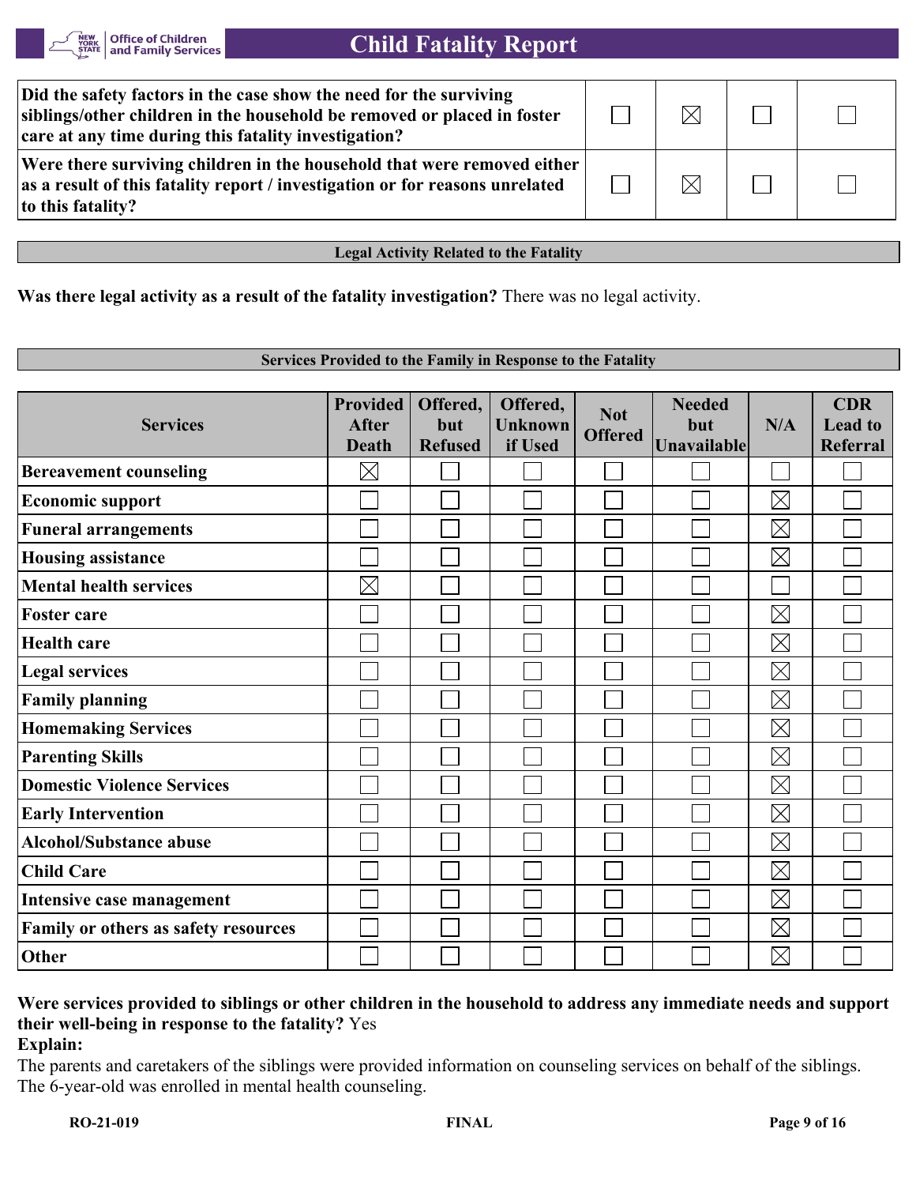| | | | | |
|---|---|---|---|---|
| **Did the safety factors in the case show the need for the surviving siblings/other children in the household be removed or placed in foster care at any time during this fatality investigation?** | ☐ | ☒ | ☐ | ☐ |
| **Were there surviving children in the household that were removed either as a result of this fatality report / investigation or for reasons unrelated to this fatality?** | ☐ | ☒ | ☐ | ☐ |

## Legal Activity Related to the Fatality

**Was there legal activity as a result of the fatality investigation?** There was no legal activity.

## Services Provided to the Family in Response to the Fatality

| Services | Provided After Death | Offered, but Refused | Offered, Unknown if Used | Not Offered | Needed but Unavailable | N/A | CDR Lead to Referral |
|---|---|---|---|---|---|---|---|
| **Bereavement counseling** | ☒ | ☐ | ☐ | ☐ | ☐ | ☐ | ☐ |
| **Economic support** | ☐ | ☐ | ☐ | ☐ | ☐ | ☒ | ☐ |
| **Funeral arrangements** | ☐ | ☐ | ☐ | ☐ | ☐ | ☒ | ☐ |
| **Housing assistance** | ☐ | ☐ | ☐ | ☐ | ☐ | ☒ | ☐ |
| **Mental health services** | ☒ | ☐ | ☐ | ☐ | ☐ | ☐ | ☐ |
| **Foster care** | ☐ | ☐ | ☐ | ☐ | ☐ | ☒ | ☐ |
| **Health care** | ☐ | ☐ | ☐ | ☐ | ☐ | ☒ | ☐ |
| **Legal services** | ☐ | ☐ | ☐ | ☐ | ☐ | ☒ | ☐ |
| **Family planning** | ☐ | ☐ | ☐ | ☐ | ☐ | ☒ | ☐ |
| **Homemaking Services** | ☐ | ☐ | ☐ | ☐ | ☐ | ☒ | ☐ |
| **Parenting Skills** | ☐ | ☐ | ☐ | ☐ | ☐ | ☒ | ☐ |
| **Domestic Violence Services** | ☐ | ☐ | ☐ | ☐ | ☐ | ☒ | ☐ |
| **Early Intervention** | ☐ | ☐ | ☐ | ☐ | ☐ | ☒ | ☐ |
| **Alcohol/Substance abuse** | ☐ | ☐ | ☐ | ☐ | ☐ | ☒ | ☐ |
| **Child Care** | ☐ | ☐ | ☐ | ☐ | ☐ | ☒ | ☐ |
| **Intensive case management** | ☐ | ☐ | ☐ | ☐ | ☐ | ☒ | ☐ |
| **Family or others as safety resources** | ☐ | ☐ | ☐ | ☐ | ☐ | ☒ | ☐ |
| **Other** | ☐ | ☐ | ☐ | ☐ | ☐ | ☒ | ☐ |

**Were services provided to siblings or other children in the household to address any immediate needs and support their well-being in response to the fatality?** Yes

**Explain:**

The parents and caretakers of the siblings were provided information on counseling services on behalf of the siblings. The 6-year-old was enrolled in mental health counseling.

RO-21-019 FINAL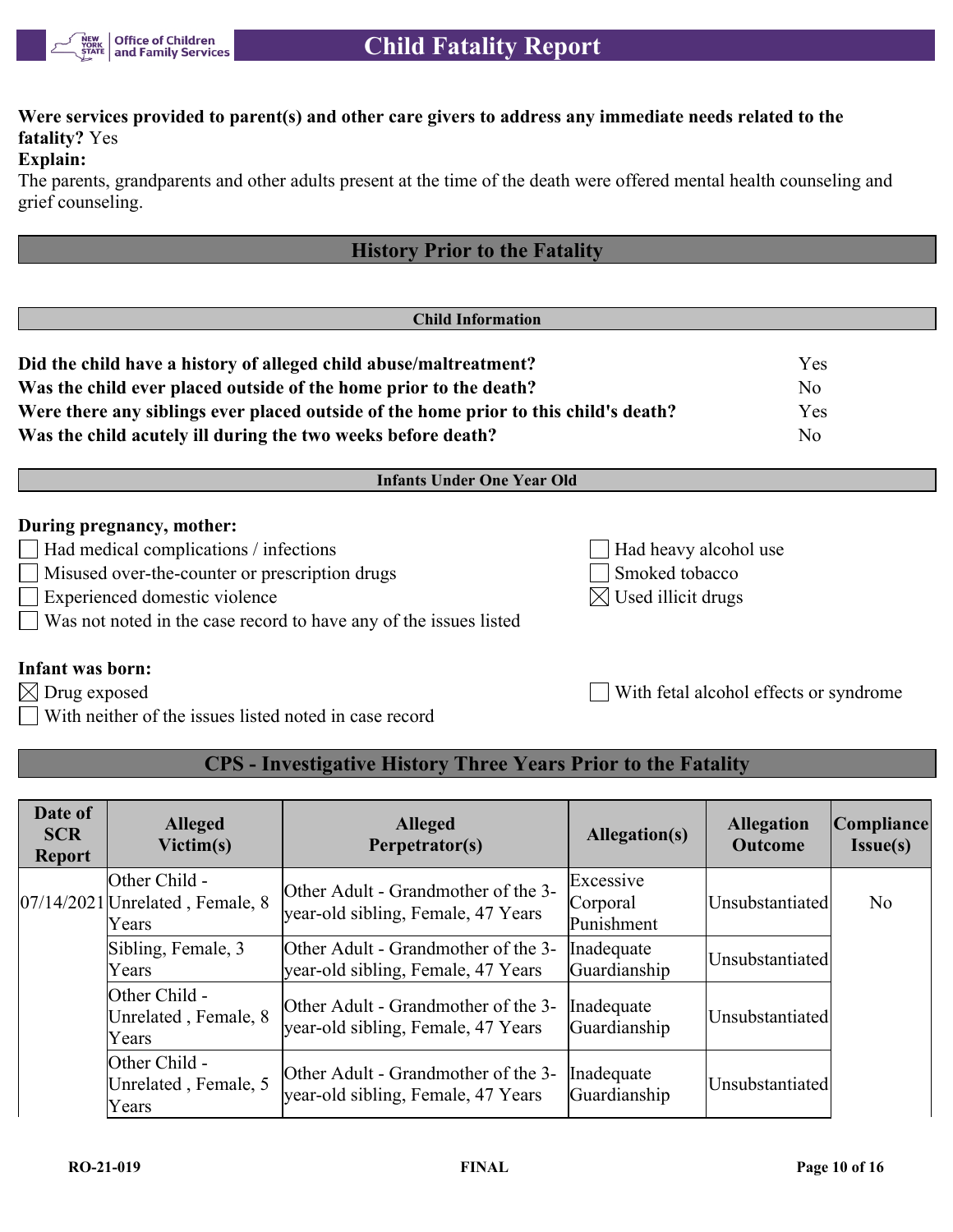**Were services provided to parent(s) and other care givers to address any immediate needs related to the fatality?** Yes

**Explain:**

The parents, grandparents and other adults present at the time of the death were offered mental health counseling and grief counseling.

## History Prior to the Fatality

### Child Information

| | |
|---|---|
| **Did the child have a history of alleged child abuse/maltreatment?** | Yes |
| **Was the child ever placed outside of the home prior to the death?** | No |
| **Were there any siblings ever placed outside of the home prior to this child's death?** | Yes |
| **Was the child acutely ill during the two weeks before death?** | No |

### Infants Under One Year Old

**During pregnancy, mother:**

- ☐ Had medical complications / infections
- ☐ Had heavy alcohol use
- ☐ Misused over-the-counter or prescription drugs
- ☐ Smoked tobacco
- ☐ Experienced domestic violence
- ☒ Used illicit drugs
- ☐ Was not noted in the case record to have any of the issues listed

**Infant was born:**

- ☒ Drug exposed
- ☐ With fetal alcohol effects or syndrome
- ☐ With neither of the issues listed noted in case record

## CPS - Investigative History Three Years Prior to the Fatality

| Date of SCR Report | Alleged Victim(s) | Alleged Perpetrator(s) | Allegation(s) | Allegation Outcome | Compliance Issue(s) |
|---|---|---|---|---|---|
| 07/14/2021 | Other Child - Unrelated , Female, 8 Years | Other Adult - Grandmother of the 3-year-old sibling, Female, 47 Years | Excessive Corporal Punishment | Unsubstantiated | No |
| | Sibling, Female, 3 Years | Other Adult - Grandmother of the 3-year-old sibling, Female, 47 Years | Inadequate Guardianship | Unsubstantiated | |
| | Other Child - Unrelated , Female, 8 Years | Other Adult - Grandmother of the 3-year-old sibling, Female, 47 Years | Inadequate Guardianship | Unsubstantiated | |
| | Other Child - Unrelated , Female, 5 Years | Other Adult - Grandmother of the 3-year-old sibling, Female, 47 Years | Inadequate Guardianship | Unsubstantiated | |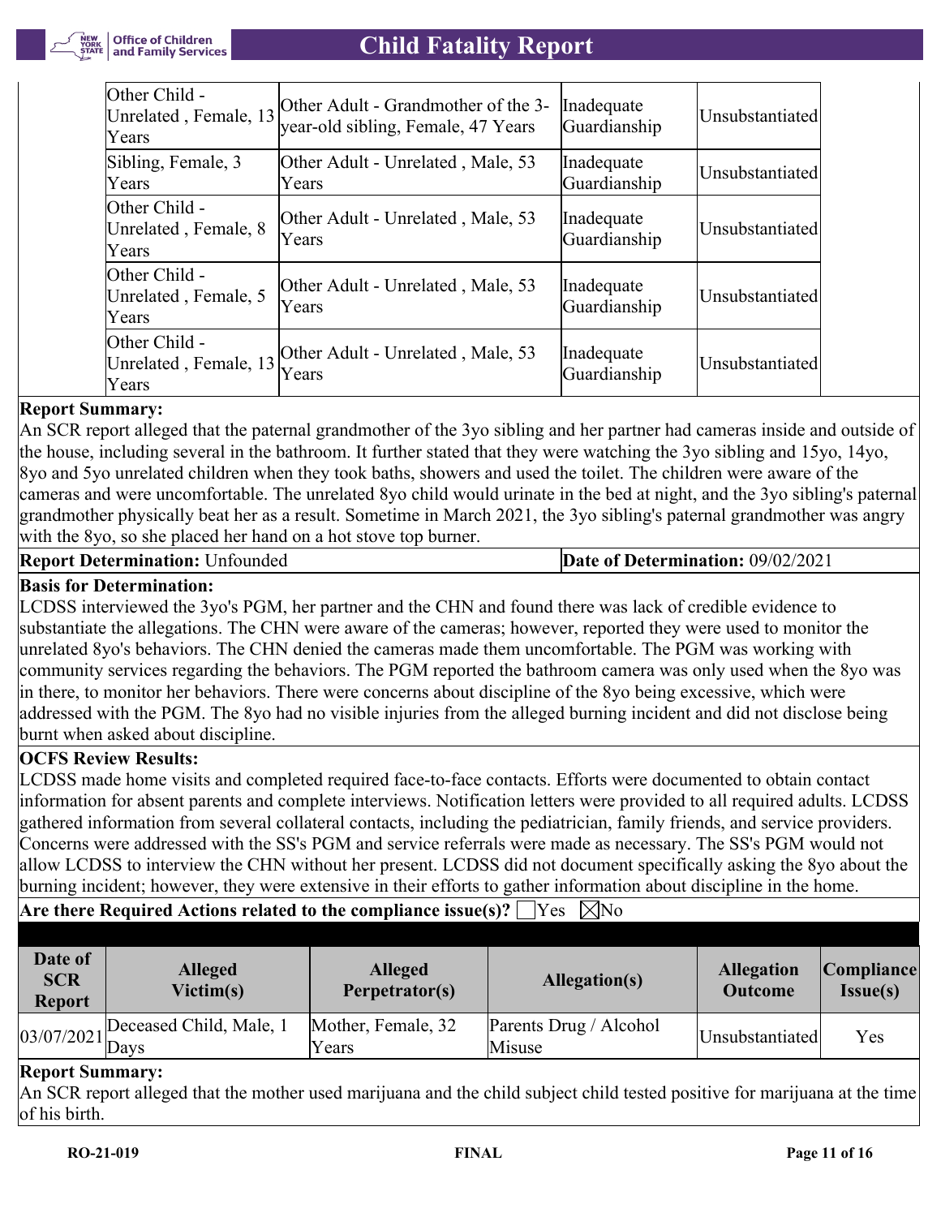| | | | |
|---|---|---|---|
| Other Child - Unrelated , Female, 13 Years | Other Adult - Grandmother of the 3-year-old sibling, Female, 47 Years | Inadequate Guardianship | Unsubstantiated |
| Sibling, Female, 3 Years | Other Adult - Unrelated , Male, 53 Years | Inadequate Guardianship | Unsubstantiated |
| Other Child - Unrelated , Female, 8 Years | Other Adult - Unrelated , Male, 53 Years | Inadequate Guardianship | Unsubstantiated |
| Other Child - Unrelated , Female, 5 Years | Other Adult - Unrelated , Male, 53 Years | Inadequate Guardianship | Unsubstantiated |
| Other Child - Unrelated , Female, 13 Years | Other Adult - Unrelated , Male, 53 Years | Inadequate Guardianship | Unsubstantiated |

**Report Summary:**
An SCR report alleged that the paternal grandmother of the 3yo sibling and her partner had cameras inside and outside of the house, including several in the bathroom. It further stated that they were watching the 3yo sibling and 15yo, 14yo, 8yo and 5yo unrelated children when they took baths, showers and used the toilet. The children were aware of the cameras and were uncomfortable. The unrelated 8yo child would urinate in the bed at night, and the 3yo sibling's paternal grandmother physically beat her as a result. Sometime in March 2021, the 3yo sibling's paternal grandmother was angry with the 8yo, so she placed her hand on a hot stove top burner.

**Report Determination:** Unfounded | **Date of Determination:** 09/02/2021

**Basis for Determination:**
LCDSS interviewed the 3yo's PGM, her partner and the CHN and found there was lack of credible evidence to substantiate the allegations. The CHN were aware of the cameras; however, reported they were used to monitor the unrelated 8yo's behaviors. The CHN denied the cameras made them uncomfortable. The PGM was working with community services regarding the behaviors. The PGM reported the bathroom camera was only used when the 8yo was in there, to monitor her behaviors. There were concerns about discipline of the 8yo being excessive, which were addressed with the PGM. The 8yo had no visible injuries from the alleged burning incident and did not disclose being burnt when asked about discipline.

**OCFS Review Results:**
LCDSS made home visits and completed required face-to-face contacts. Efforts were documented to obtain contact information for absent parents and complete interviews. Notification letters were provided to all required adults. LCDSS gathered information from several collateral contacts, including the pediatrician, family friends, and service providers. Concerns were addressed with the SS's PGM and service referrals were made as necessary. The SS's PGM would not allow LCDSS to interview the CHN without her present. LCDSS did not document specifically asking the 8yo about the burning incident; however, they were extensive in their efforts to gather information about discipline in the home.

**Are there Required Actions related to the compliance issue(s)?** ☐Yes ☒No

| Date of SCR Report | Alleged Victim(s) | Alleged Perpetrator(s) | Allegation(s) | Allegation Outcome | Compliance Issue(s) |
|---|---|---|---|---|---|
| 03/07/2021 | Deceased Child, Male, 1 Days | Mother, Female, 32 Years | Parents Drug / Alcohol Misuse | Unsubstantiated | Yes |

**Report Summary:**
An SCR report alleged that the mother used marijuana and the child subject child tested positive for marijuana at the time of his birth.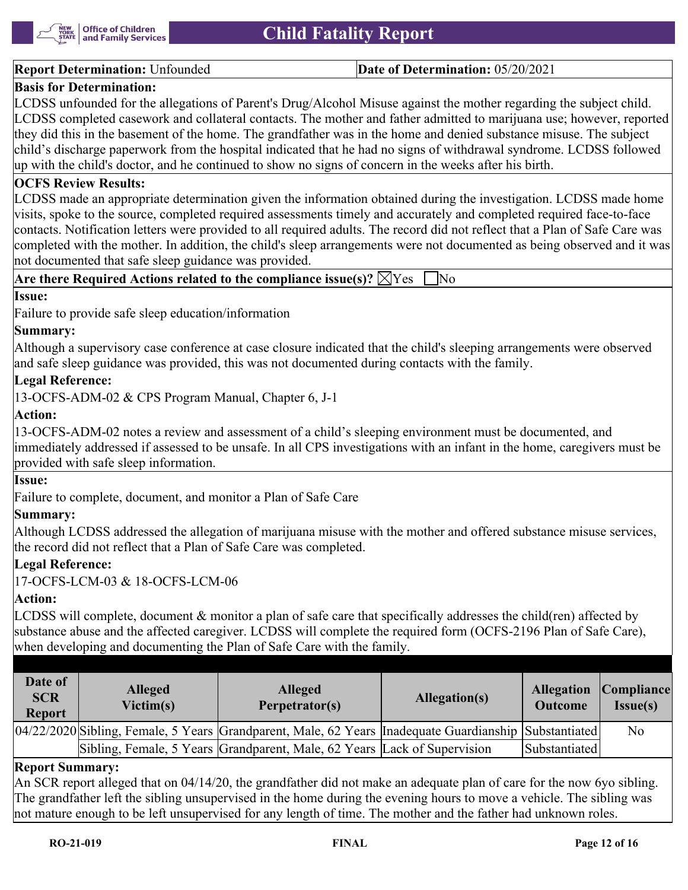| **Report Determination:** Unfounded | **Date of Determination:** 05/20/2021 |
|---|---|

**Basis for Determination:**

LCDSS unfounded for the allegations of Parent's Drug/Alcohol Misuse against the mother regarding the subject child. LCDSS completed casework and collateral contacts. The mother and father admitted to marijuana use; however, reported they did this in the basement of the home. The grandfather was in the home and denied substance misuse. The subject child's discharge paperwork from the hospital indicated that he had no signs of withdrawal syndrome. LCDSS followed up with the child's doctor, and he continued to show no signs of concern in the weeks after his birth.

**OCFS Review Results:**

LCDSS made an appropriate determination given the information obtained during the investigation. LCDSS made home visits, spoke to the source, completed required assessments timely and accurately and completed required face-to-face contacts. Notification letters were provided to all required adults. The record did not reflect that a Plan of Safe Care was completed with the mother. In addition, the child's sleep arrangements were not documented as being observed and it was not documented that safe sleep guidance was provided.

**Are there Required Actions related to the compliance issue(s)?** ☒Yes ☐No

**Issue:**

Failure to provide safe sleep education/information

**Summary:**

Although a supervisory case conference at case closure indicated that the child's sleeping arrangements were observed and safe sleep guidance was provided, this was not documented during contacts with the family.

**Legal Reference:**

13-OCFS-ADM-02 & CPS Program Manual, Chapter 6, J-1

**Action:**

13-OCFS-ADM-02 notes a review and assessment of a child's sleeping environment must be documented, and immediately addressed if assessed to be unsafe. In all CPS investigations with an infant in the home, caregivers must be provided with safe sleep information.

**Issue:**

Failure to complete, document, and monitor a Plan of Safe Care

**Summary:**

Although LCDSS addressed the allegation of marijuana misuse with the mother and offered substance misuse services, the record did not reflect that a Plan of Safe Care was completed.

**Legal Reference:**

17-OCFS-LCM-03 & 18-OCFS-LCM-06

**Action:**

LCDSS will complete, document & monitor a plan of safe care that specifically addresses the child(ren) affected by substance abuse and the affected caregiver. LCDSS will complete the required form (OCFS-2196 Plan of Safe Care), when developing and documenting the Plan of Safe Care with the family.

| Date of SCR Report | Alleged Victim(s) | Alleged Perpetrator(s) | Allegation(s) | Allegation Outcome | Compliance Issue(s) |
|---|---|---|---|---|---|
| 04/22/2020 | Sibling, Female, 5 Years | Grandparent, Male, 62 Years | Inadequate Guardianship | Substantiated | No |
| | Sibling, Female, 5 Years | Grandparent, Male, 62 Years | Lack of Supervision | Substantiated | |

**Report Summary:**

An SCR report alleged that on 04/14/20, the grandfather did not make an adequate plan of care for the now 6yo sibling. The grandfather left the sibling unsupervised in the home during the evening hours to move a vehicle. The sibling was not mature enough to be left unsupervised for any length of time. The mother and the father had unknown roles.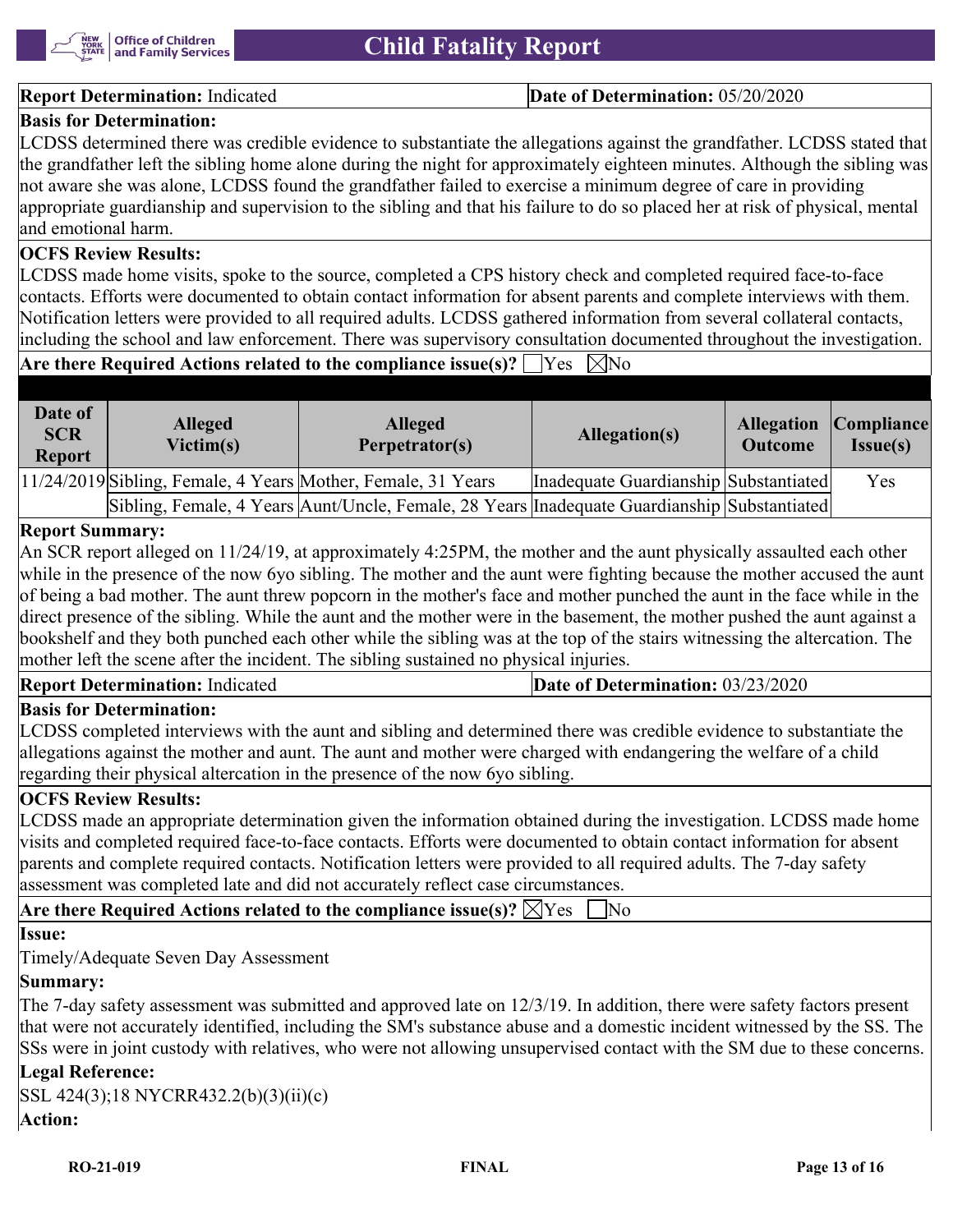**Report Determination:** Indicated | **Date of Determination:** 05/20/2020

**Basis for Determination:**

LCDSS determined there was credible evidence to substantiate the allegations against the grandfather. LCDSS stated that the grandfather left the sibling home alone during the night for approximately eighteen minutes. Although the sibling was not aware she was alone, LCDSS found the grandfather failed to exercise a minimum degree of care in providing appropriate guardianship and supervision to the sibling and that his failure to do so placed her at risk of physical, mental and emotional harm.

**OCFS Review Results:**

LCDSS made home visits, spoke to the source, completed a CPS history check and completed required face-to-face contacts. Efforts were documented to obtain contact information for absent parents and complete interviews with them. Notification letters were provided to all required adults. LCDSS gathered information from several collateral contacts, including the school and law enforcement. There was supervisory consultation documented throughout the investigation.

**Are there Required Actions related to the compliance issue(s)?** ☐Yes ☒No

| Date of SCR Report | Alleged Victim(s) | Alleged Perpetrator(s) | Allegation(s) | Allegation Outcome | Compliance Issue(s) |
|---|---|---|---|---|---|
| 11/24/2019 | Sibling, Female, 4 Years | Mother, Female, 31 Years | Inadequate Guardianship | Substantiated | Yes |
| | Sibling, Female, 4 Years | Aunt/Uncle, Female, 28 Years | Inadequate Guardianship | Substantiated | |

**Report Summary:**

An SCR report alleged on 11/24/19, at approximately 4:25PM, the mother and the aunt physically assaulted each other while in the presence of the now 6yo sibling. The mother and the aunt were fighting because the mother accused the aunt of being a bad mother. The aunt threw popcorn in the mother's face and mother punched the aunt in the face while in the direct presence of the sibling. While the aunt and the mother were in the basement, the mother pushed the aunt against a bookshelf and they both punched each other while the sibling was at the top of the stairs witnessing the altercation. The mother left the scene after the incident. The sibling sustained no physical injuries.

**Report Determination:** Indicated | **Date of Determination:** 03/23/2020

**Basis for Determination:**

LCDSS completed interviews with the aunt and sibling and determined there was credible evidence to substantiate the allegations against the mother and aunt. The aunt and mother were charged with endangering the welfare of a child regarding their physical altercation in the presence of the now 6yo sibling.

**OCFS Review Results:**

LCDSS made an appropriate determination given the information obtained during the investigation. LCDSS made home visits and completed required face-to-face contacts. Efforts were documented to obtain contact information for absent parents and complete required contacts. Notification letters were provided to all required adults. The 7-day safety assessment was completed late and did not accurately reflect case circumstances.

**Are there Required Actions related to the compliance issue(s)?** ☒Yes ☐No

**Issue:**

Timely/Adequate Seven Day Assessment

**Summary:**

The 7-day safety assessment was submitted and approved late on 12/3/19. In addition, there were safety factors present that were not accurately identified, including the SM's substance abuse and a domestic incident witnessed by the SS. The SSs were in joint custody with relatives, who were not allowing unsupervised contact with the SM due to these concerns.

**Legal Reference:**

SSL 424(3);18 NYCRR432.2(b)(3)(ii)(c)

**Action:**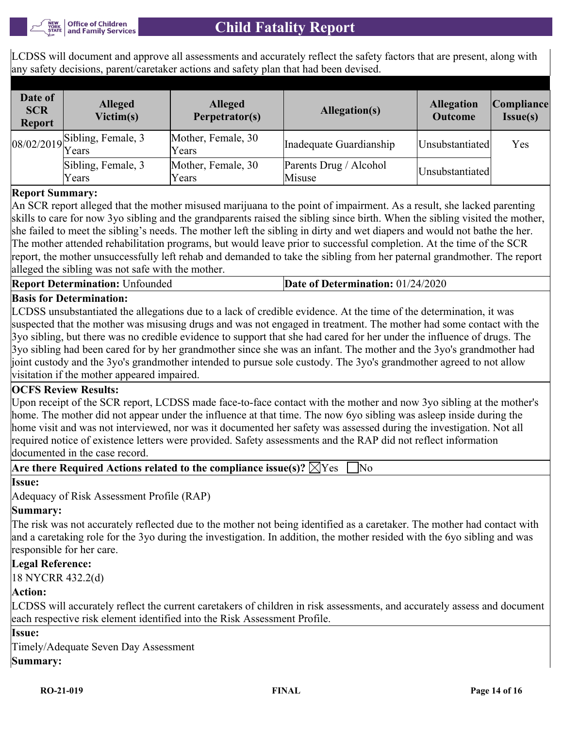LCDSS will document and approve all assessments and accurately reflect the safety factors that are present, along with any safety decisions, parent/caretaker actions and safety plan that had been devised.

| Date of SCR Report | Alleged Victim(s) | Alleged Perpetrator(s) | Allegation(s) | Allegation Outcome | Compliance Issue(s) |
|---|---|---|---|---|---|
| 08/02/2019 | Sibling, Female, 3 Years | Mother, Female, 30 Years | Inadequate Guardianship | Unsubstantiated | Yes |
| | Sibling, Female, 3 Years | Mother, Female, 30 Years | Parents Drug / Alcohol Misuse | Unsubstantiated | |

**Report Summary:**

An SCR report alleged that the mother misused marijuana to the point of impairment. As a result, she lacked parenting skills to care for now 3yo sibling and the grandparents raised the sibling since birth. When the sibling visited the mother, she failed to meet the sibling's needs. The mother left the sibling in dirty and wet diapers and would not bathe the her. The mother attended rehabilitation programs, but would leave prior to successful completion. At the time of the SCR report, the mother unsuccessfully left rehab and demanded to take the sibling from her paternal grandmother. The report alleged the sibling was not safe with the mother.

**Report Determination:** Unfounded

**Date of Determination:** 01/24/2020

**Basis for Determination:**

LCDSS unsubstantiated the allegations due to a lack of credible evidence. At the time of the determination, it was suspected that the mother was misusing drugs and was not engaged in treatment. The mother had some contact with the 3yo sibling, but there was no credible evidence to support that she had cared for her under the influence of drugs. The 3yo sibling had been cared for by her grandmother since she was an infant. The mother and the 3yo's grandmother had joint custody and the 3yo's grandmother intended to pursue sole custody. The 3yo's grandmother agreed to not allow visitation if the mother appeared impaired.

**OCFS Review Results:**

Upon receipt of the SCR report, LCDSS made face-to-face contact with the mother and now 3yo sibling at the mother's home. The mother did not appear under the influence at that time. The now 6yo sibling was asleep inside during the home visit and was not interviewed, nor was it documented her safety was assessed during the investigation. Not all required notice of existence letters were provided. Safety assessments and the RAP did not reflect information documented in the case record.

**Are there Required Actions related to the compliance issue(s)?** ☒Yes ☐No

**Issue:**

Adequacy of Risk Assessment Profile (RAP)

**Summary:**

The risk was not accurately reflected due to the mother not being identified as a caretaker. The mother had contact with and a caretaking role for the 3yo during the investigation. In addition, the mother resided with the 6yo sibling and was responsible for her care.

**Legal Reference:**

18 NYCRR 432.2(d)

**Action:**

LCDSS will accurately reflect the current caretakers of children in risk assessments, and accurately assess and document each respective risk element identified into the Risk Assessment Profile.

**Issue:**

Timely/Adequate Seven Day Assessment

**Summary:**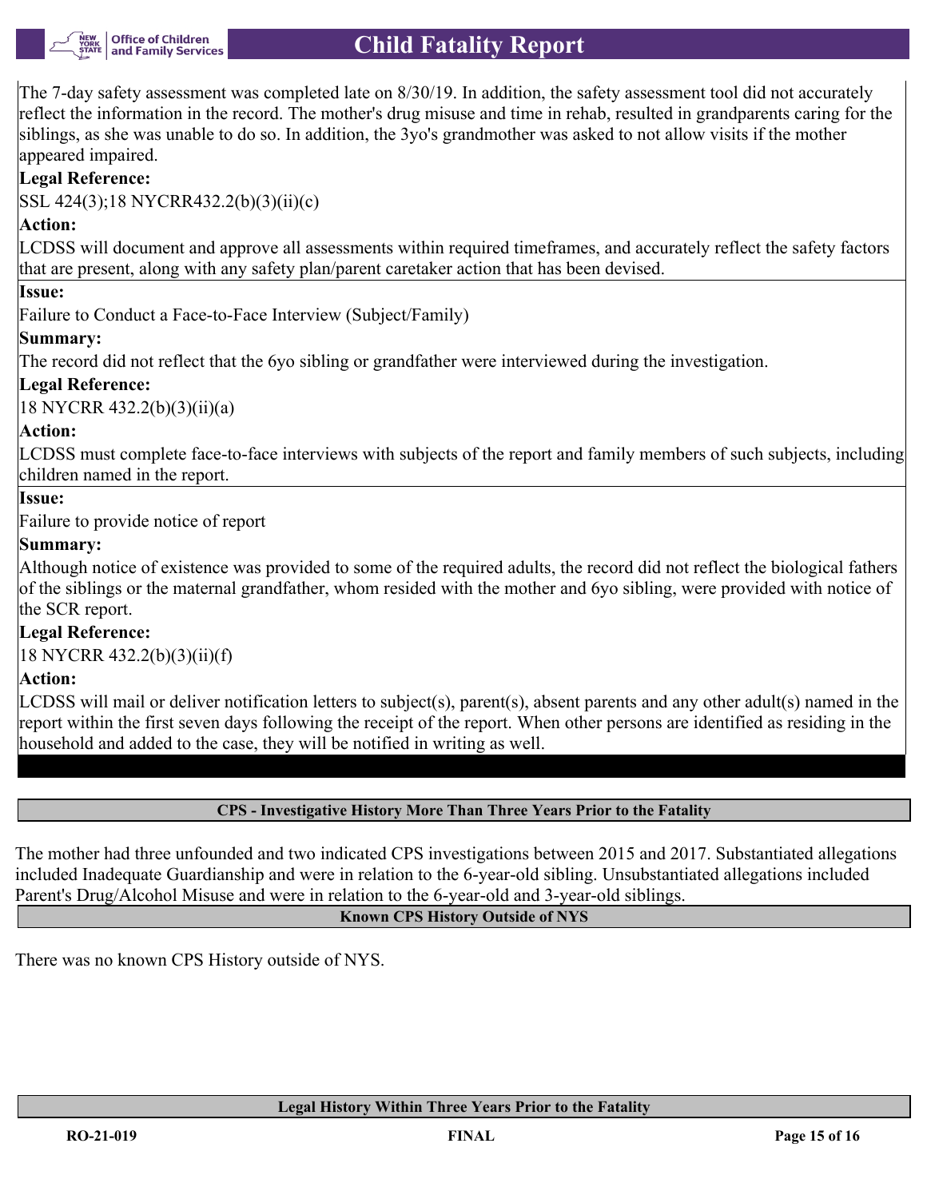The 7-day safety assessment was completed late on 8/30/19. In addition, the safety assessment tool did not accurately reflect the information in the record. The mother's drug misuse and time in rehab, resulted in grandparents caring for the siblings, as she was unable to do so. In addition, the 3yo's grandmother was asked to not allow visits if the mother appeared impaired.

**Legal Reference:**

SSL 424(3);18 NYCRR432.2(b)(3)(ii)(c)

**Action:**

LCDSS will document and approve all assessments within required timeframes, and accurately reflect the safety factors that are present, along with any safety plan/parent caretaker action that has been devised.

**Issue:**

Failure to Conduct a Face-to-Face Interview (Subject/Family)

**Summary:**

The record did not reflect that the 6yo sibling or grandfather were interviewed during the investigation.

**Legal Reference:**

18 NYCRR 432.2(b)(3)(ii)(a)

**Action:**

LCDSS must complete face-to-face interviews with subjects of the report and family members of such subjects, including children named in the report.

**Issue:**

Failure to provide notice of report

**Summary:**

Although notice of existence was provided to some of the required adults, the record did not reflect the biological fathers of the siblings or the maternal grandfather, whom resided with the mother and 6yo sibling, were provided with notice of the SCR report.

**Legal Reference:**

18 NYCRR 432.2(b)(3)(ii)(f)

**Action:**

LCDSS will mail or deliver notification letters to subject(s), parent(s), absent parents and any other adult(s) named in the report within the first seven days following the receipt of the report. When other persons are identified as residing in the household and added to the case, they will be notified in writing as well.

## CPS - Investigative History More Than Three Years Prior to the Fatality

The mother had three unfounded and two indicated CPS investigations between 2015 and 2017. Substantiated allegations included Inadequate Guardianship and were in relation to the 6-year-old sibling. Unsubstantiated allegations included Parent's Drug/Alcohol Misuse and were in relation to the 6-year-old and 3-year-old siblings.

## Known CPS History Outside of NYS

There was no known CPS History outside of NYS.

## Legal History Within Three Years Prior to the Fatality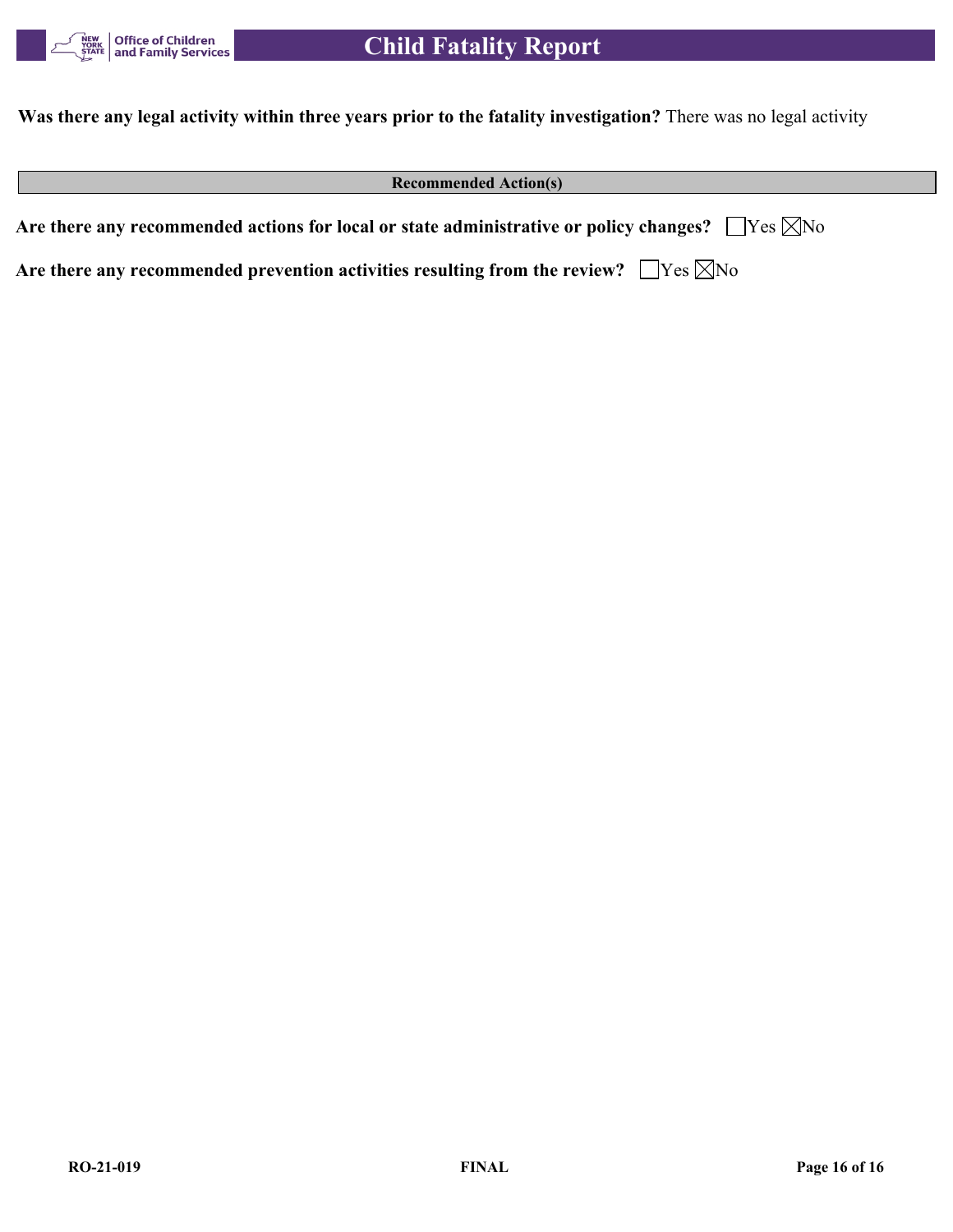**Was there any legal activity within three years prior to the fatality investigation?** There was no legal activity

## Recommended Action(s)

**Are there any recommended actions for local or state administrative or policy changes?** ☐Yes ☒No

**Are there any recommended prevention activities resulting from the review?** ☐Yes ☒No